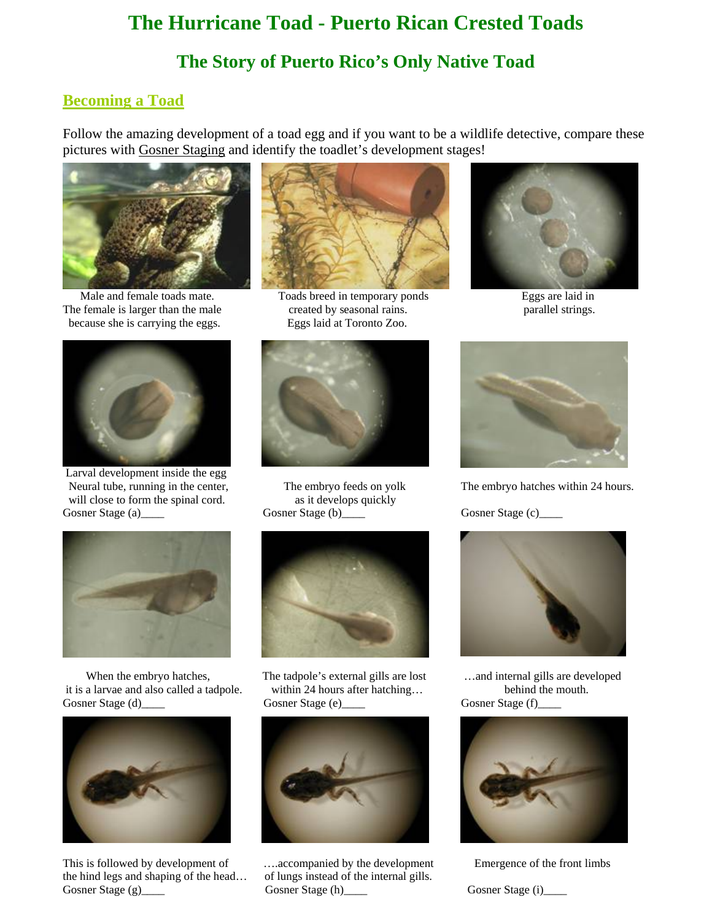# The Hurricane Toad - Puerto Rican Crested Toads

## The Story of Puerto Rico's Only Native Toad

### Becoming a Toad

Follow the amazing development of a toad egg and if you want to be a wildlife detective, compare these pictures with Gosner Staging and identify the toadlet's development stages!

Male and female toads mate.
The female is larger than the male because she is carrying the eggs.

Toads breed in temporary ponds created by seasonal rains.
Eggs laid at Toronto Zoo.

Eggs are laid in parallel strings.

Larval development inside the egg
Neural tube, running in the center, will close to form the spinal cord.
Gosner Stage (a)____

The embryo feeds on yolk as it develops quickly
Gosner Stage (b)____

The embryo hatches within 24 hours.
Gosner Stage (c)____

When the embryo hatches, it is a larvae and also called a tadpole.
Gosner Stage (d)____

The tadpole's external gills are lost within 24 hours after hatching…
Gosner Stage (e)____

…and internal gills are developed behind the mouth.
Gosner Stage (f)____

This is followed by development of the hind legs and shaping of the head…
Gosner Stage (g)____

….accompanied by the development of lungs instead of the internal gills.
Gosner Stage (h)____

Emergence of the front limbs
Gosner Stage (i)____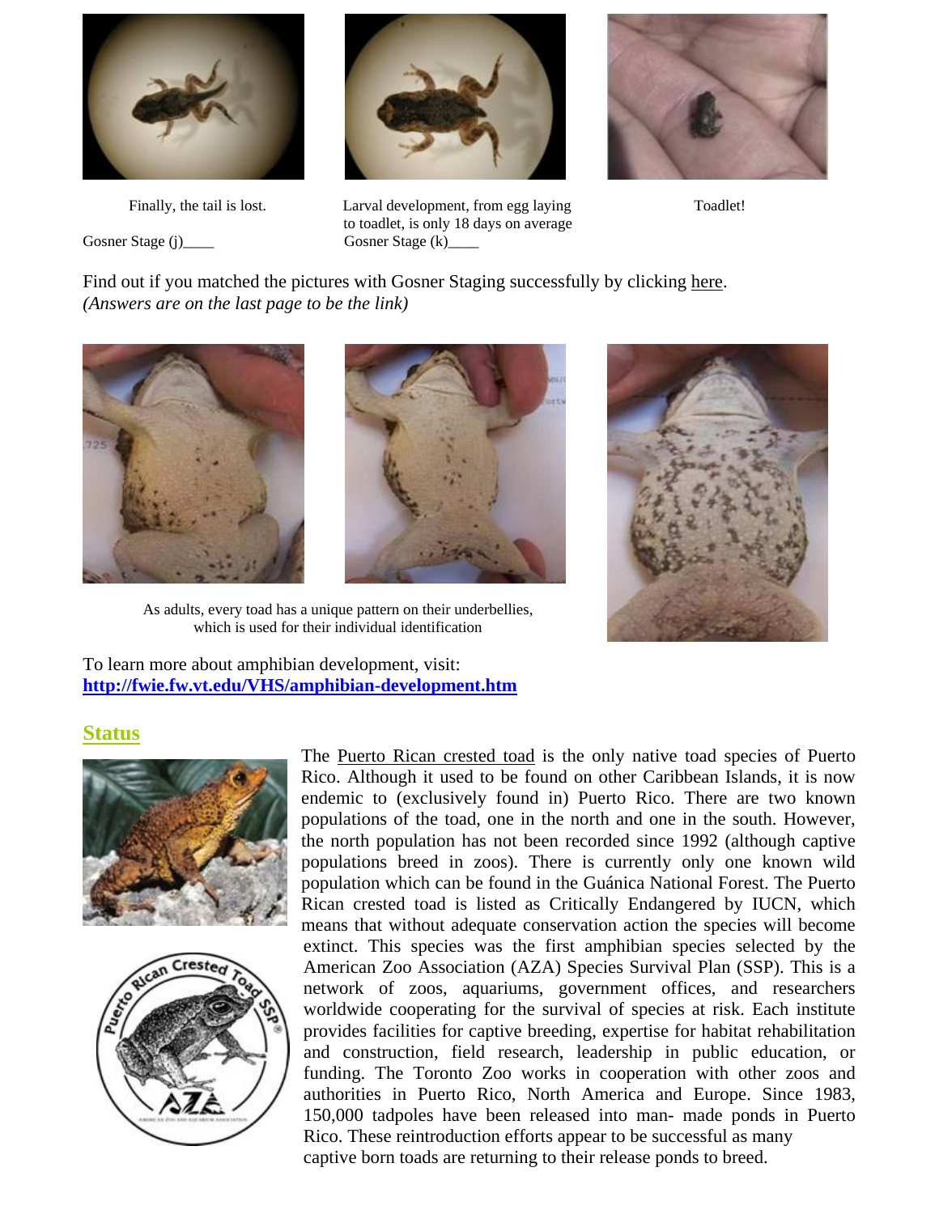Finally, the tail is lost.

Gosner Stage (j)____

Larval development, from egg laying to toadlet, is only 18 days on average

Gosner Stage (k)____

Toadlet!

Find out if you matched the pictures with Gosner Staging successfully by clicking here.
*(Answers are on the last page to be the link)*

As adults, every toad has a unique pattern on their underbellies, which is used for their individual identification

To learn more about amphibian development, visit:
**http://fwie.fw.vt.edu/VHS/amphibian-development.htm**

## Status

The Puerto Rican crested toad is the only native toad species of Puerto Rico. Although it used to be found on other Caribbean Islands, it is now endemic to (exclusively found in) Puerto Rico. There are two known populations of the toad, one in the north and one in the south. However, the north population has not been recorded since 1992 (although captive populations breed in zoos). There is currently only one known wild population which can be found in the Guánica National Forest. The Puerto Rican crested toad is listed as Critically Endangered by IUCN, which means that without adequate conservation action the species will become extinct. This species was the first amphibian species selected by the American Zoo Association (AZA) Species Survival Plan (SSP). This is a network of zoos, aquariums, government offices, and researchers worldwide cooperating for the survival of species at risk. Each institute provides facilities for captive breeding, expertise for habitat rehabilitation and construction, field research, leadership in public education, or funding. The Toronto Zoo works in cooperation with other zoos and authorities in Puerto Rico, North America and Europe. Since 1983, 150,000 tadpoles have been released into man- made ponds in Puerto Rico. These reintroduction efforts appear to be successful as many captive born toads are returning to their release ponds to breed.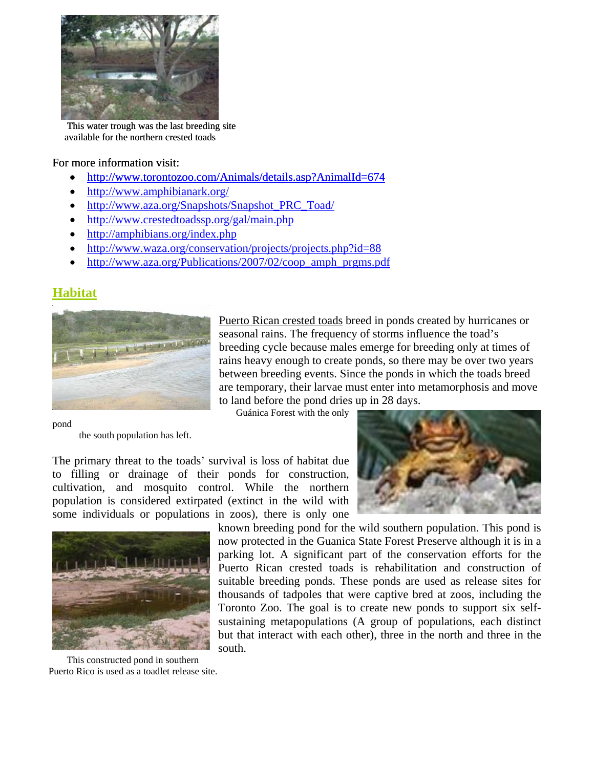This water trough was the last breeding site available for the northern crested toads

For more information visit:

- http://www.torontozoo.com/Animals/details.asp?AnimalId=674
- http://www.amphibianark.org/
- http://www.aza.org/Snapshots/Snapshot_PRC_Toad/
- http://www.crestedtoadssp.org/gal/main.php
- http://amphibians.org/index.php
- http://www.waza.org/conservation/projects/projects.php?id=88
- http://www.aza.org/Publications/2007/02/coop_amph_prgms.pdf

## Habitat

Puerto Rican crested toads breed in ponds created by hurricanes or seasonal rains. The frequency of storms influence the toad's breeding cycle because males emerge for breeding only at times of rains heavy enough to create ponds, so there may be over two years between breeding events. Since the ponds in which the toads breed are temporary, their larvae must enter into metamorphosis and move to land before the pond dries up in 28 days.

Guánica Forest with the only pond the south population has left.

The primary threat to the toads' survival is loss of habitat due to filling or drainage of their ponds for construction, cultivation, and mosquito control. While the northern population is considered extirpated (extinct in the wild with some individuals or populations in zoos), there is only one known breeding pond for the wild southern population. This pond is now protected in the Guanica State Forest Preserve although it is in a parking lot. A significant part of the conservation efforts for the Puerto Rican crested toads is rehabilitation and construction of suitable breeding ponds. These ponds are used as release sites for thousands of tadpoles that were captive bred at zoos, including the Toronto Zoo. The goal is to create new ponds to support six self-sustaining metapopulations (A group of populations, each distinct but that interact with each other), three in the north and three in the south.

This constructed pond in southern Puerto Rico is used as a toadlet release site.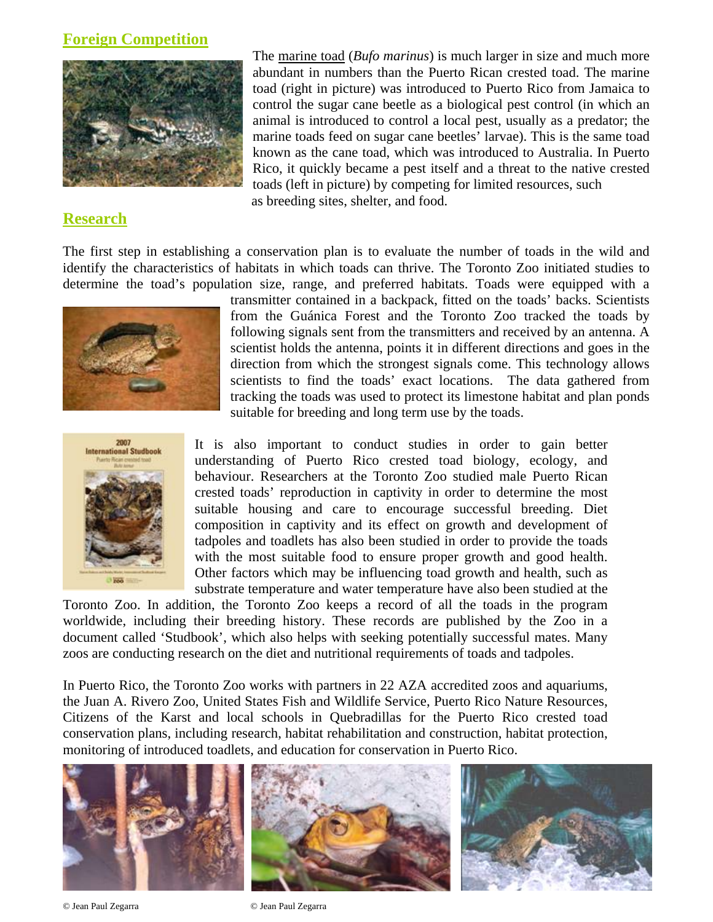## Foreign Competition

The marine toad (*Bufo marinus*) is much larger in size and much more abundant in numbers than the Puerto Rican crested toad. The marine toad (right in picture) was introduced to Puerto Rico from Jamaica to control the sugar cane beetle as a biological pest control (in which an animal is introduced to control a local pest, usually as a predator; the marine toads feed on sugar cane beetles' larvae). This is the same toad known as the cane toad, which was introduced to Australia. In Puerto Rico, it quickly became a pest itself and a threat to the native crested toads (left in picture) by competing for limited resources, such as breeding sites, shelter, and food.

## Research

The first step in establishing a conservation plan is to evaluate the number of toads in the wild and identify the characteristics of habitats in which toads can thrive. The Toronto Zoo initiated studies to determine the toad's population size, range, and preferred habitats. Toads were equipped with a transmitter contained in a backpack, fitted on the toads' backs. Scientists from the Guánica Forest and the Toronto Zoo tracked the toads by following signals sent from the transmitters and received by an antenna. A scientist holds the antenna, points it in different directions and goes in the direction from which the strongest signals come. This technology allows scientists to find the toads' exact locations. The data gathered from tracking the toads was used to protect its limestone habitat and plan ponds suitable for breeding and long term use by the toads.

It is also important to conduct studies in order to gain better understanding of Puerto Rico crested toad biology, ecology, and behaviour. Researchers at the Toronto Zoo studied male Puerto Rican crested toads' reproduction in captivity in order to determine the most suitable housing and care to encourage successful breeding. Diet composition in captivity and its effect on growth and development of tadpoles and toadlets has also been studied in order to provide the toads with the most suitable food to ensure proper growth and good health. Other factors which may be influencing toad growth and health, such as substrate temperature and water temperature have also been studied at the Toronto Zoo. In addition, the Toronto Zoo keeps a record of all the toads in the program worldwide, including their breeding history. These records are published by the Zoo in a document called 'Studbook', which also helps with seeking potentially successful mates. Many zoos are conducting research on the diet and nutritional requirements of toads and tadpoles.

In Puerto Rico, the Toronto Zoo works with partners in 22 AZA accredited zoos and aquariums, the Juan A. Rivero Zoo, United States Fish and Wildlife Service, Puerto Rico Nature Resources, Citizens of the Karst and local schools in Quebradillas for the Puerto Rico crested toad conservation plans, including research, habitat rehabilitation and construction, habitat protection, monitoring of introduced toadlets, and education for conservation in Puerto Rico.

© Jean Paul Zegarra © Jean Paul Zegarra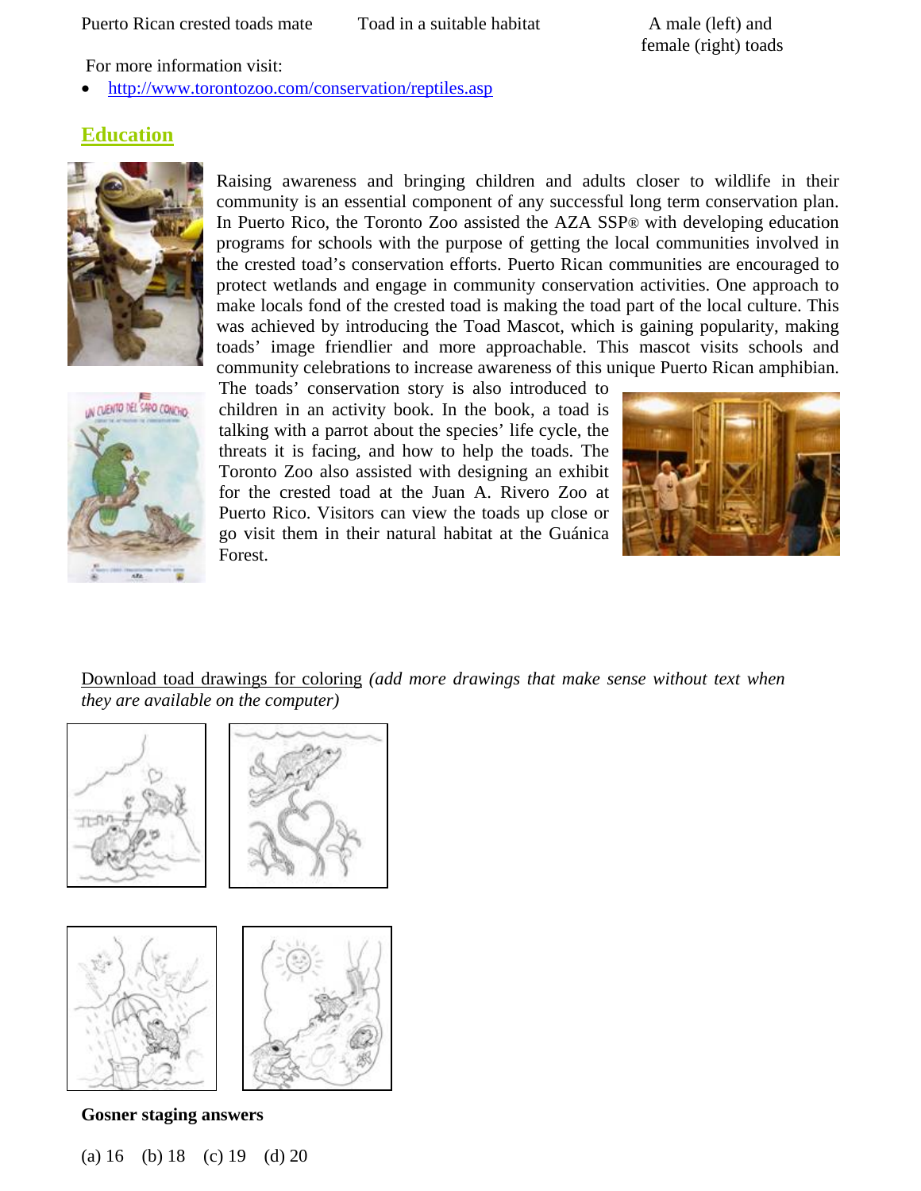Puerto Rican crested toads mate

Toad in a suitable habitat

A male (left) and female (right) toads

For more information visit:

- http://www.torontozoo.com/conservation/reptiles.asp

## Education

Raising awareness and bringing children and adults closer to wildlife in their community is an essential component of any successful long term conservation plan. In Puerto Rico, the Toronto Zoo assisted the AZA SSP® with developing education programs for schools with the purpose of getting the local communities involved in the crested toad's conservation efforts. Puerto Rican communities are encouraged to protect wetlands and engage in community conservation activities. One approach to make locals fond of the crested toad is making the toad part of the local culture. This was achieved by introducing the Toad Mascot, which is gaining popularity, making toads' image friendlier and more approachable. This mascot visits schools and community celebrations to increase awareness of this unique Puerto Rican amphibian. The toads' conservation story is also introduced to children in an activity book. In the book, a toad is talking with a parrot about the species' life cycle, the threats it is facing, and how to help the toads. The Toronto Zoo also assisted with designing an exhibit for the crested toad at the Juan A. Rivero Zoo at Puerto Rico. Visitors can view the toads up close or go visit them in their natural habitat at the Guánica Forest.

Download toad drawings for coloring *(add more drawings that make sense without text when they are available on the computer)*

**Gosner staging answers**

(a) 16 (b) 18 (c) 19 (d) 20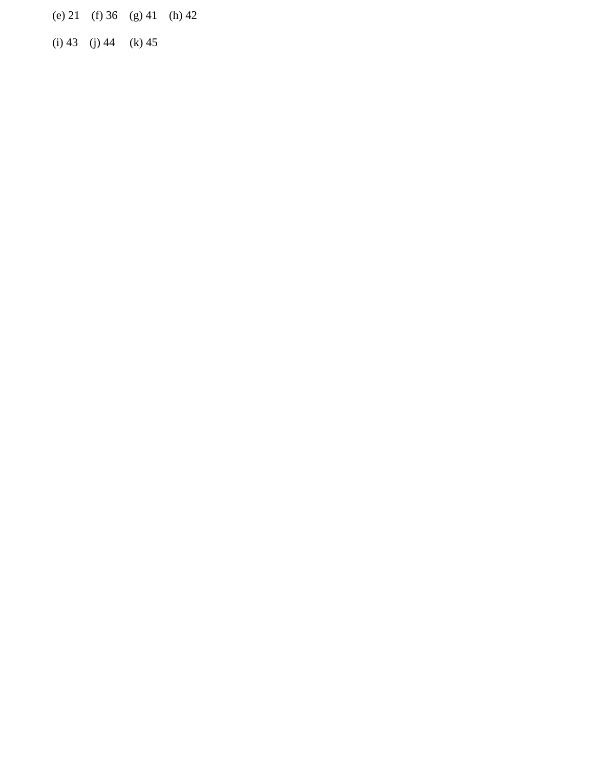(e) 21    (f) 36    (g) 41    (h) 42

(i) 43    (j) 44    (k) 45